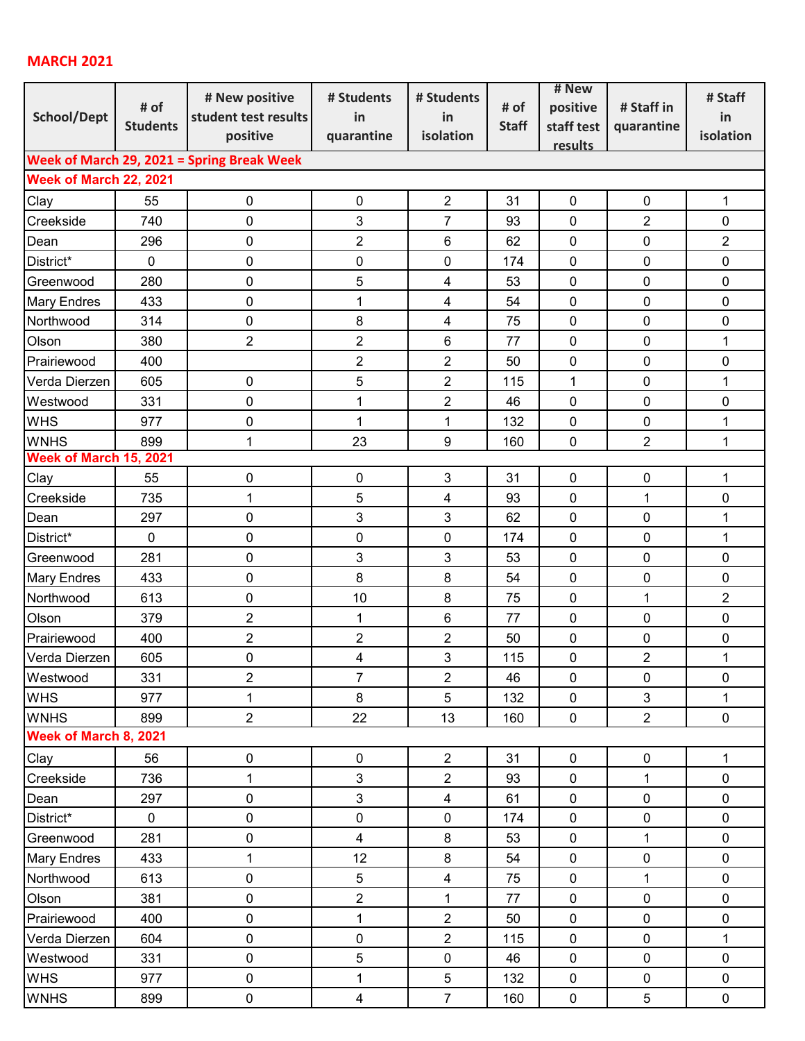**MARCH 2021**

| School/Dept | # of Students | # New positive student test results positive | # Students in quarantine | # Students in isolation | # of Staff | # New positive staff test results | # Staff in quarantine | # Staff in isolation |
|---|---|---|---|---|---|---|---|---|
| **Week of March 29, 2021 = Spring Break Week** | | | | | | | | |
| **Week of March 22, 2021** | | | | | | | | |
| Clay | 55 | 0 | 0 | 2 | 31 | 0 | 0 | 1 |
| Creekside | 740 | 0 | 3 | 7 | 93 | 0 | 2 | 0 |
| Dean | 296 | 0 | 2 | 6 | 62 | 0 | 0 | 2 |
| District* | 0 | 0 | 0 | 0 | 174 | 0 | 0 | 0 |
| Greenwood | 280 | 0 | 5 | 4 | 53 | 0 | 0 | 0 |
| Mary Endres | 433 | 0 | 1 | 4 | 54 | 0 | 0 | 0 |
| Northwood | 314 | 0 | 8 | 4 | 75 | 0 | 0 | 0 |
| Olson | 380 | 2 | 2 | 6 | 77 | 0 | 0 | 1 |
| Prairiewood | 400 | | 2 | 2 | 50 | 0 | 0 | 0 |
| Verda Dierzen | 605 | 0 | 5 | 2 | 115 | 1 | 0 | 1 |
| Westwood | 331 | 0 | 1 | 2 | 46 | 0 | 0 | 0 |
| WHS | 977 | 0 | 1 | 1 | 132 | 0 | 0 | 1 |
| WNHS | 899 | 1 | 23 | 9 | 160 | 0 | 2 | 1 |
| **Week of March 15, 2021** | | | | | | | | |
| Clay | 55 | 0 | 0 | 3 | 31 | 0 | 0 | 1 |
| Creekside | 735 | 1 | 5 | 4 | 93 | 0 | 1 | 0 |
| Dean | 297 | 0 | 3 | 3 | 62 | 0 | 0 | 1 |
| District* | 0 | 0 | 0 | 0 | 174 | 0 | 0 | 1 |
| Greenwood | 281 | 0 | 3 | 3 | 53 | 0 | 0 | 0 |
| Mary Endres | 433 | 0 | 8 | 8 | 54 | 0 | 0 | 0 |
| Northwood | 613 | 0 | 10 | 8 | 75 | 0 | 1 | 2 |
| Olson | 379 | 2 | 1 | 6 | 77 | 0 | 0 | 0 |
| Prairiewood | 400 | 2 | 2 | 2 | 50 | 0 | 0 | 0 |
| Verda Dierzen | 605 | 0 | 4 | 3 | 115 | 0 | 2 | 1 |
| Westwood | 331 | 2 | 7 | 2 | 46 | 0 | 0 | 0 |
| WHS | 977 | 1 | 8 | 5 | 132 | 0 | 3 | 1 |
| WNHS | 899 | 2 | 22 | 13 | 160 | 0 | 2 | 0 |
| **Week of March 8, 2021** | | | | | | | | |
| Clay | 56 | 0 | 0 | 2 | 31 | 0 | 0 | 1 |
| Creekside | 736 | 1 | 3 | 2 | 93 | 0 | 1 | 0 |
| Dean | 297 | 0 | 3 | 4 | 61 | 0 | 0 | 0 |
| District* | 0 | 0 | 0 | 0 | 174 | 0 | 0 | 0 |
| Greenwood | 281 | 0 | 4 | 8 | 53 | 0 | 1 | 0 |
| Mary Endres | 433 | 1 | 12 | 8 | 54 | 0 | 0 | 0 |
| Northwood | 613 | 0 | 5 | 4 | 75 | 0 | 1 | 0 |
| Olson | 381 | 0 | 2 | 1 | 77 | 0 | 0 | 0 |
| Prairiewood | 400 | 0 | 1 | 2 | 50 | 0 | 0 | 0 |
| Verda Dierzen | 604 | 0 | 0 | 2 | 115 | 0 | 0 | 1 |
| Westwood | 331 | 0 | 5 | 0 | 46 | 0 | 0 | 0 |
| WHS | 977 | 0 | 1 | 5 | 132 | 0 | 0 | 0 |
| WNHS | 899 | 0 | 4 | 7 | 160 | 0 | 5 | 0 |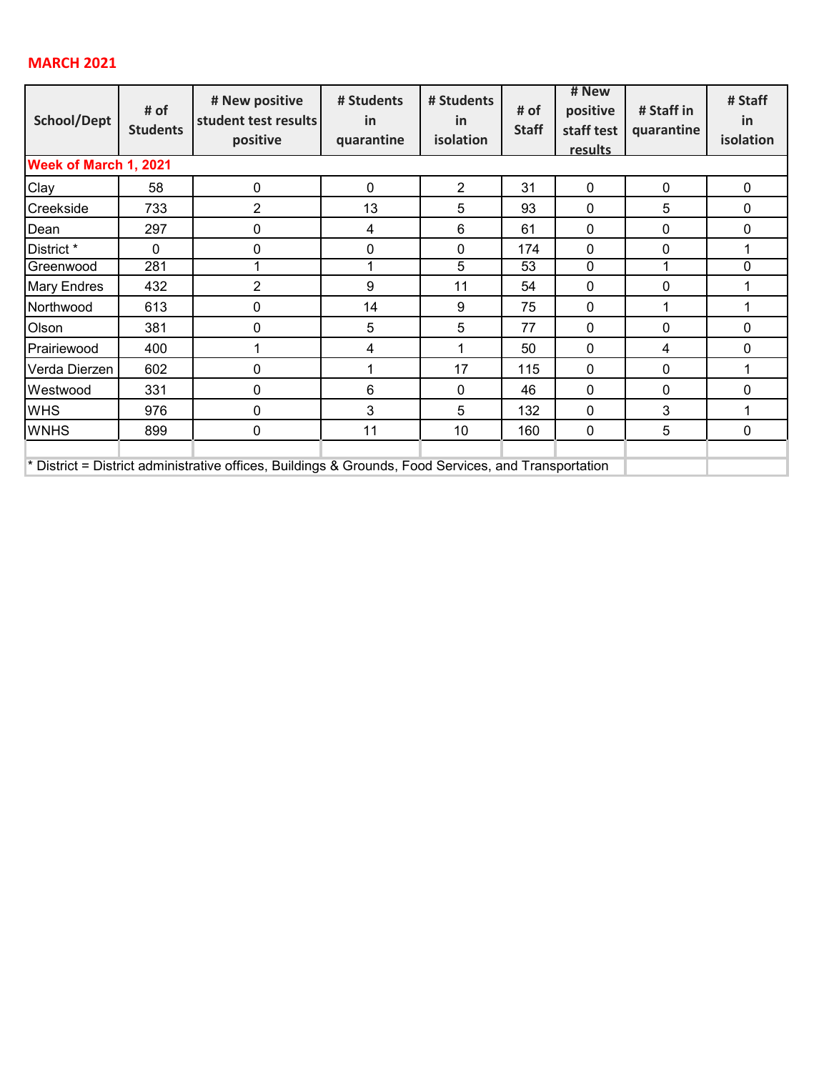## MARCH 2021

| School/Dept | # of Students | # New positive student test results positive | # Students in quarantine | # Students in isolation | # of Staff | # New positive staff test results | # Staff in quarantine | # Staff in isolation |
|---|---|---|---|---|---|---|---|---|
| **Week of March 1, 2021** | | | | | | | | |
| Clay | 58 | 0 | 0 | 2 | 31 | 0 | 0 | 0 |
| Creekside | 733 | 2 | 13 | 5 | 93 | 0 | 5 | 0 |
| Dean | 297 | 0 | 4 | 6 | 61 | 0 | 0 | 0 |
| District * | 0 | 0 | 0 | 0 | 174 | 0 | 0 | 1 |
| Greenwood | 281 | 1 | 1 | 5 | 53 | 0 | 1 | 0 |
| Mary Endres | 432 | 2 | 9 | 11 | 54 | 0 | 0 | 1 |
| Northwood | 613 | 0 | 14 | 9 | 75 | 0 | 1 | 1 |
| Olson | 381 | 0 | 5 | 5 | 77 | 0 | 0 | 0 |
| Prairiewood | 400 | 1 | 4 | 1 | 50 | 0 | 4 | 0 |
| Verda Dierzen | 602 | 0 | 1 | 17 | 115 | 0 | 0 | 1 |
| Westwood | 331 | 0 | 6 | 0 | 46 | 0 | 0 | 0 |
| WHS | 976 | 0 | 3 | 5 | 132 | 0 | 3 | 1 |
| WNHS | 899 | 0 | 11 | 10 | 160 | 0 | 5 | 0 |

* District = District administrative offices, Buildings & Grounds, Food Services, and Transportation